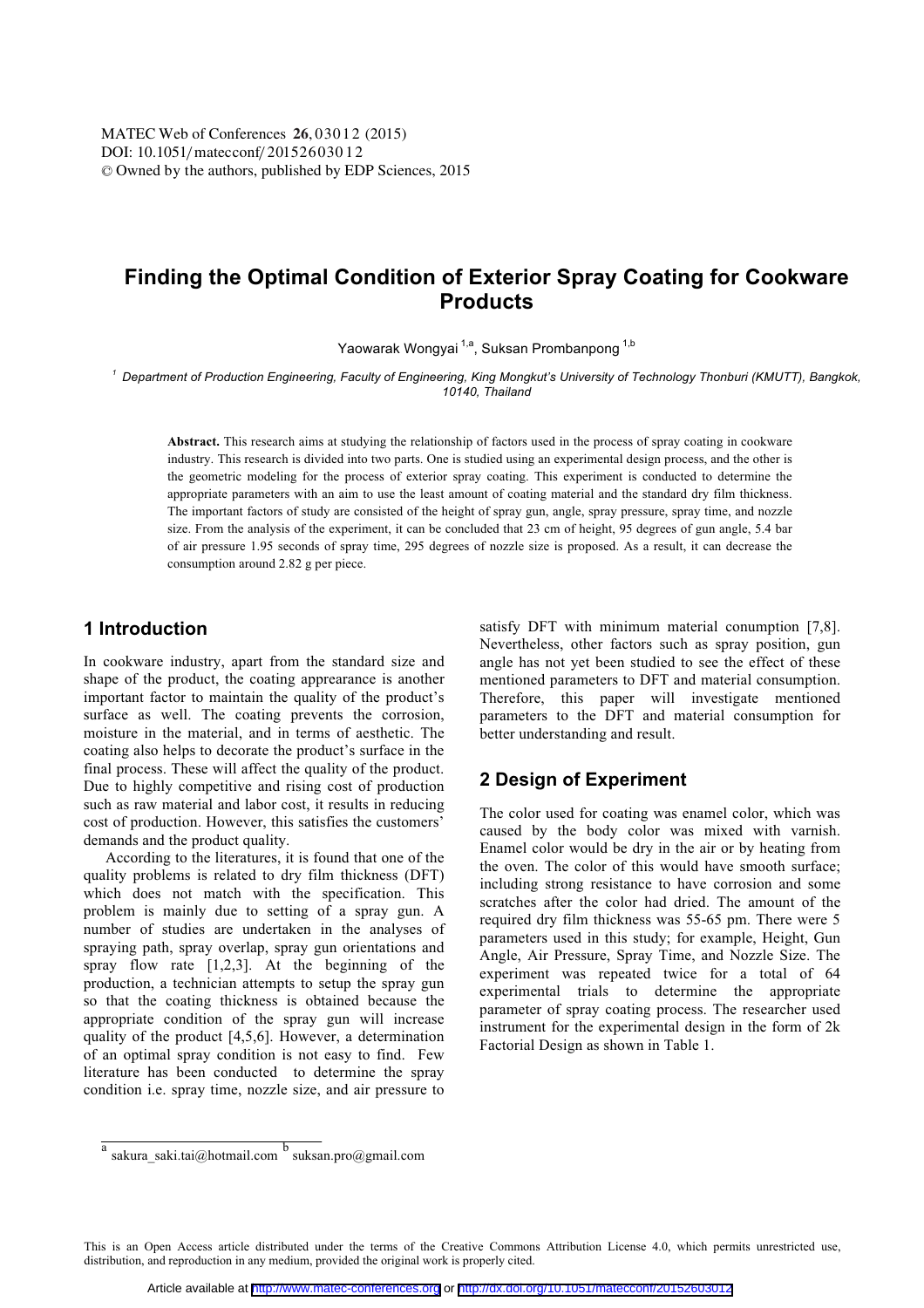# Finding the Optimal Condition of Exterior Spray Coating for Cookware Products

Yaowarak Wongyai [1,a], Suksan Prombanpong [1,b]

[1] Department of Production Engineering, Faculty of Engineering, King Mongkut's University of Technology Thonburi (KMUTT), Bangkok, 10140, Thailand

**Abstract.** This research aims at studying the relationship of factors used in the process of spray coating in cookware industry. This research is divided into two parts. One is studied using an experimental design process, and the other is the geometric modeling for the process of exterior spray coating. This experiment is conducted to determine the appropriate parameters with an aim to use the least amount of coating material and the standard dry film thickness. The important factors of study are consisted of the height of spray gun, angle, spray pressure, spray time, and nozzle size. From the analysis of the experiment, it can be concluded that 23 cm of height, 95 degrees of gun angle, 5.4 bar of air pressure 1.95 seconds of spray time, 295 degrees of nozzle size is proposed. As a result, it can decrease the consumption around 2.82 g per piece.

## 1 Introduction

In cookware industry, apart from the standard size and shape of the product, the coating apprearance is another important factor to maintain the quality of the product's surface as well. The coating prevents the corrosion, moisture in the material, and in terms of aesthetic. The coating also helps to decorate the product's surface in the final process. These will affect the quality of the product. Due to highly competitive and rising cost of production such as raw material and labor cost, it results in reducing cost of production. However, this satisfies the customers' demands and the product quality.

According to the literatures, it is found that one of the quality problems is related to dry film thickness (DFT) which does not match with the specification. This problem is mainly due to setting of a spray gun. A number of studies are undertaken in the analyses of spraying path, spray overlap, spray gun orientations and spray flow rate [1,2,3]. At the beginning of the production, a technician attempts to setup the spray gun so that the coating thickness is obtained because the appropriate condition of the spray gun will increase quality of the product [4,5,6]. However, a determination of an optimal spray condition is not easy to find. Few literature has been conducted to determine the spray condition i.e. spray time, nozzle size, and air pressure to satisfy DFT with minimum material conumption [7,8]. Nevertheless, other factors such as spray position, gun angle has not yet been studied to see the effect of these mentioned parameters to DFT and material consumption. Therefore, this paper will investigate mentioned parameters to the DFT and material consumption for better understanding and result.

## 2 Design of Experiment

The color used for coating was enamel color, which was caused by the body color was mixed with varnish. Enamel color would be dry in the air or by heating from the oven. The color of this would have smooth surface; including strong resistance to have corrosion and some scratches after the color had dried. The amount of the required dry film thickness was 55-65 pm. There were 5 parameters used in this study; for example, Height, Gun Angle, Air Pressure, Spray Time, and Nozzle Size. The experiment was repeated twice for a total of 64 experimental trials to determine the appropriate parameter of spray coating process. The researcher used instrument for the experimental design in the form of 2k Factorial Design as shown in Table 1.

---

[a] sakura_saki.tai@hotmail.com [b] suksan.pro@gmail.com

This is an Open Access article distributed under the terms of the Creative Commons Attribution License 4.0, which permits unrestricted use, distribution, and reproduction in any medium, provided the original work is properly cited.

Article available at http://www.matec-conferences.org or http://dx.doi.org/10.1051/matecconf/20152603012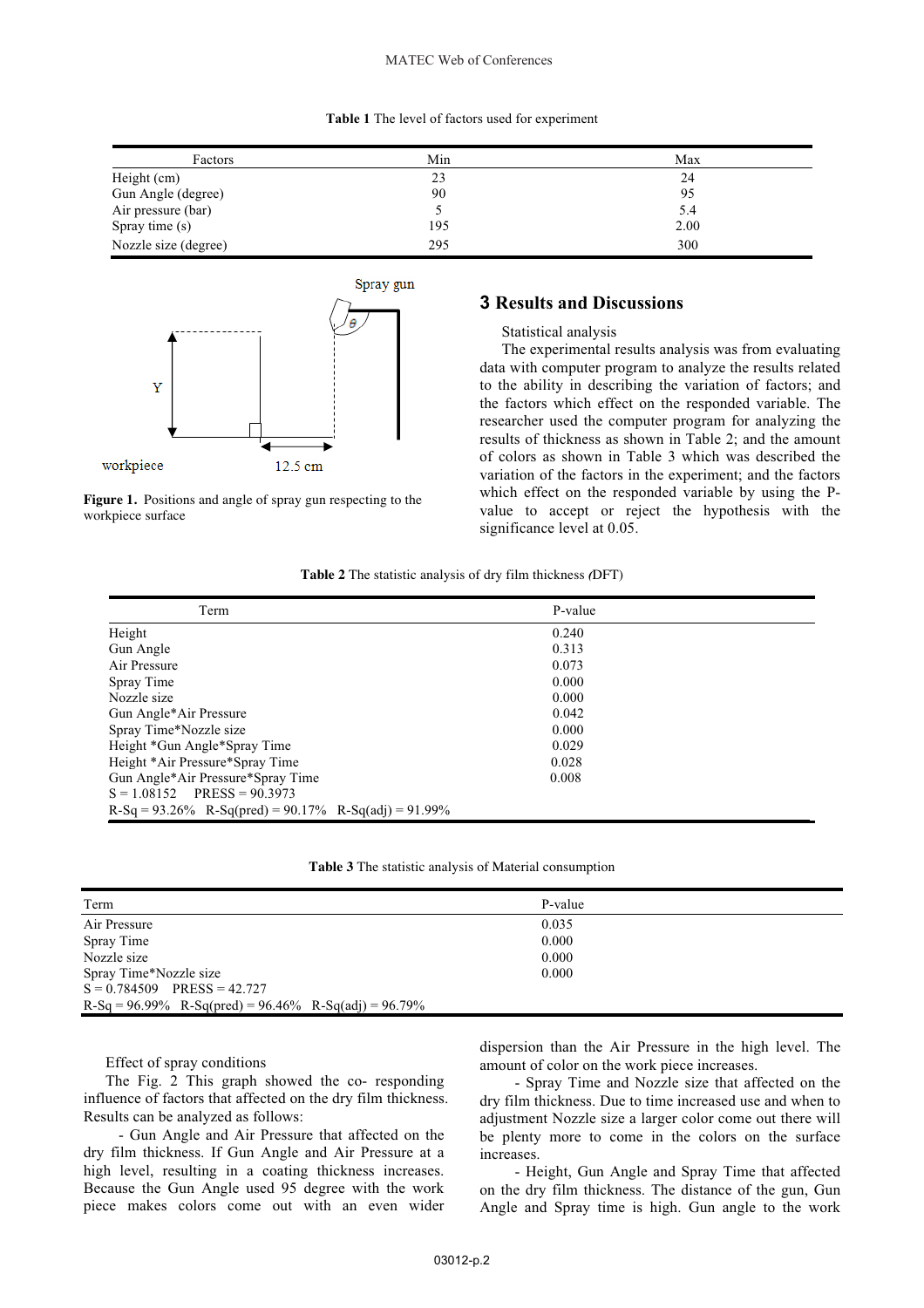**Table 1** The level of factors used for experiment

| Factors | Min | Max |
|---|---|---|
| Height (cm) | 23 | 24 |
| Gun Angle (degree) | 90 | 95 |
| Air pressure (bar) | 5 | 5.4 |
| Spray time (s) | 195 | 2.00 |
| Nozzle size (degree) | 295 | 300 |

**Figure 1.** Positions and angle of spray gun respecting to the workpiece surface

## 3 Results and Discussions

Statistical analysis

The experimental results analysis was from evaluating data with computer program to analyze the results related to the ability in describing the variation of factors; and the factors which effect on the responded variable. The researcher used the computer program for analyzing the results of thickness as shown in Table 2; and the amount of colors as shown in Table 3 which was described the variation of the factors in the experiment; and the factors which effect on the responded variable by using the P-value to accept or reject the hypothesis with the significance level at 0.05.

**Table 2** The statistic analysis of dry film thickness *(*DFT)

| Term | P-value |
|---|---|
| Height | 0.240 |
| Gun Angle | 0.313 |
| Air Pressure | 0.073 |
| Spray Time | 0.000 |
| Nozzle size | 0.000 |
| Gun Angle*Air Pressure | 0.042 |
| Spray Time*Nozzle size | 0.000 |
| Height *Gun Angle*Spray Time | 0.029 |
| Height *Air Pressure*Spray Time | 0.028 |
| Gun Angle*Air Pressure*Spray Time | 0.008 |
| S = 1.08152 PRESS = 90.3973 | |
| R-Sq = 93.26% R-Sq(pred) = 90.17% R-Sq(adj) = 91.99% | |

**Table 3** The statistic analysis of Material consumption

| Term | P-value |
|---|---|
| Air Pressure | 0.035 |
| Spray Time | 0.000 |
| Nozzle size | 0.000 |
| Spray Time*Nozzle size | 0.000 |
| S = 0.784509 PRESS = 42.727 | |
| R-Sq = 96.99% R-Sq(pred) = 96.46% R-Sq(adj) = 96.79% | |

Effect of spray conditions

The Fig. 2 This graph showed the co- responding influence of factors that affected on the dry film thickness. Results can be analyzed as follows:

- Gun Angle and Air Pressure that affected on the dry film thickness. If Gun Angle and Air Pressure at a high level, resulting in a coating thickness increases. Because the Gun Angle used 95 degree with the work piece makes colors come out with an even wider dispersion than the Air Pressure in the high level. The amount of color on the work piece increases.

- Spray Time and Nozzle size that affected on the dry film thickness. Due to time increased use and when to adjustment Nozzle size a larger color come out there will be plenty more to come in the colors on the surface increases.

- Height, Gun Angle and Spray Time that affected on the dry film thickness. The distance of the gun, Gun Angle and Spray time is high. Gun angle to the work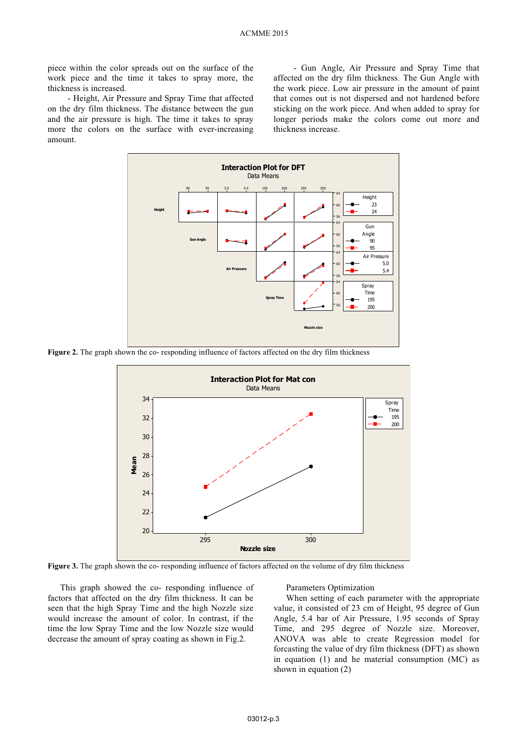piece within the color spreads out on the surface of the work piece and the time it takes to spray more, the thickness is increased.

- Height, Air Pressure and Spray Time that affected on the dry film thickness. The distance between the gun and the air pressure is high. The time it takes to spray more the colors on the surface with ever-increasing amount.

- Gun Angle, Air Pressure and Spray Time that affected on the dry film thickness. The Gun Angle with the work piece. Low air pressure in the amount of paint that comes out is not dispersed and not hardened before sticking on the work piece. And when added to spray for longer periods make the colors come out more and thickness increase.

**Figure 2.** The graph shown the co- responding influence of factors affected on the dry film thickness

**Figure 3.** The graph shown the co- responding influence of factors affected on the volume of dry film thickness

This graph showed the co- responding influence of factors that affected on the dry film thickness. It can be seen that the high Spray Time and the high Nozzle size would increase the amount of color. In contrast, if the time the low Spray Time and the low Nozzle size would decrease the amount of spray coating as shown in Fig.2.

Parameters Optimization

When setting of each parameter with the appropriate value, it consisted of 23 cm of Height, 95 degree of Gun Angle, 5.4 bar of Air Pressure, 1.95 seconds of Spray Time, and 295 degree of Nozzle size. Moreover, ANOVA was able to create Regression model for forcasting the value of dry film thickness (DFT) as shown in equation (1) and he material consumption (MC) as shown in equation (2)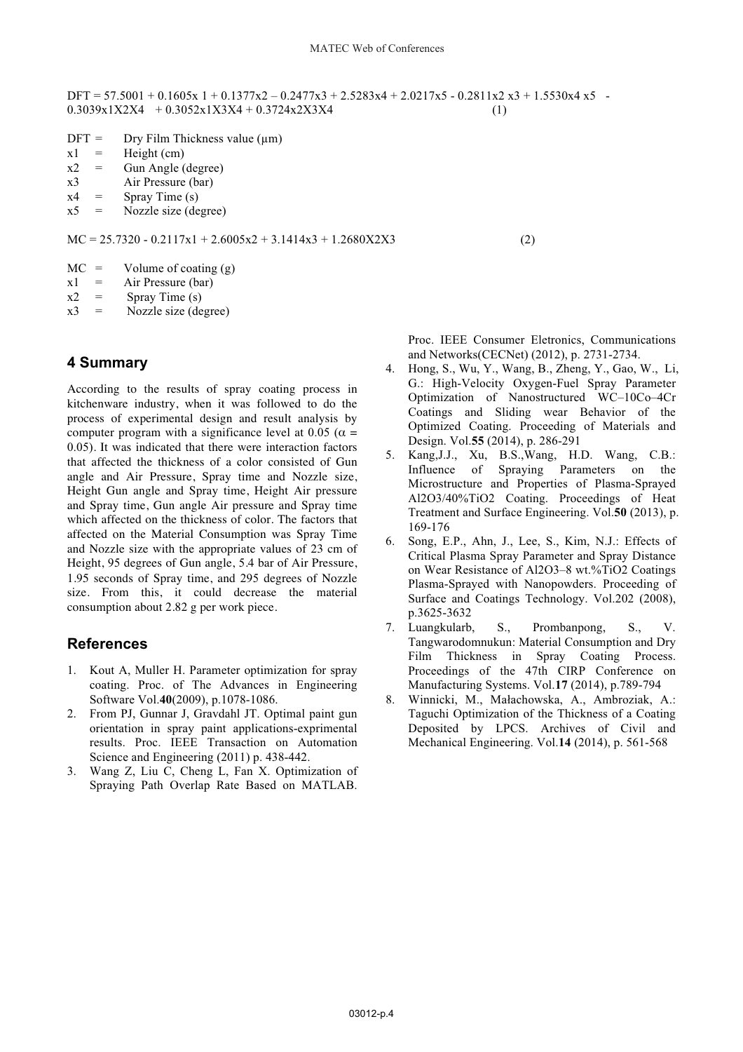$$DFT = 57.5001 + 0.1605x_1 + 0.1377x_2 - 0.2477x_3 + 2.5283x_4 + 2.0217x_5 - 0.2811x_2x_3 + 1.5530x_4x_5 - 0.3039x_1X_2X_4 + 0.3052x_1X_3X_4 + 0.3724x_2X_3X_4 \quad (1)$$

DFT = Dry Film Thickness value (μm)
$x_1$ = Height (cm)
$x_2$ = Gun Angle (degree)
$x_3$ Air Pressure (bar)
$x_4$ = Spray Time (s)
$x_5$ = Nozzle size (degree)

$$MC = 25.7320 - 0.2117x_1 + 2.6005x_2 + 3.1414x_3 + 1.2680X_2X_3 \quad (2)$$

MC = Volume of coating (g)
$x_1$ = Air Pressure (bar)
$x_2$ = Spray Time (s)
$x_3$ = Nozzle size (degree)

## 4 Summary

According to the results of spray coating process in kitchenware industry, when it was followed to do the process of experimental design and result analysis by computer program with a significance level at 0.05 ($\alpha$ = 0.05). It was indicated that there were interaction factors that affected the thickness of a color consisted of Gun angle and Air Pressure, Spray time and Nozzle size, Height Gun angle and Spray time, Height Air pressure and Spray time, Gun angle Air pressure and Spray time which affected on the thickness of color. The factors that affected on the Material Consumption was Spray Time and Nozzle size with the appropriate values of 23 cm of Height, 95 degrees of Gun angle, 5.4 bar of Air Pressure, 1.95 seconds of Spray time, and 295 degrees of Nozzle size. From this, it could decrease the material consumption about 2.82 g per work piece.

## References

1. Kout A, Muller H. Parameter optimization for spray coating. Proc. of The Advances in Engineering Software Vol.**40**(2009), p.1078-1086.
2. From PJ, Gunnar J, Gravdahl JT. Optimal paint gun orientation in spray paint applications-exprimental results. Proc. IEEE Transaction on Automation Science and Engineering (2011) p. 438-442.
3. Wang Z, Liu C, Cheng L, Fan X. Optimization of Spraying Path Overlap Rate Based on MATLAB. Proc. IEEE Consumer Eletronics, Communications and Networks(CECNet) (2012), p. 2731-2734.
4. Hong, S., Wu, Y., Wang, B., Zheng, Y., Gao, W., Li, G.: High-Velocity Oxygen-Fuel Spray Parameter Optimization of Nanostructured WC–10Co–4Cr Coatings and Sliding wear Behavior of the Optimized Coating. Proceeding of Materials and Design. Vol.**55** (2014), p. 286-291
5. Kang,J.J., Xu, B.S.,Wang, H.D. Wang, C.B.: Influence of Spraying Parameters on the Microstructure and Properties of Plasma-Sprayed Al2O3/40%TiO2 Coating. Proceedings of Heat Treatment and Surface Engineering. Vol.**50** (2013), p. 169-176
6. Song, E.P., Ahn, J., Lee, S., Kim, N.J.: Effects of Critical Plasma Spray Parameter and Spray Distance on Wear Resistance of Al2O3–8 wt.%TiO2 Coatings Plasma-Sprayed with Nanopowders. Proceeding of Surface and Coatings Technology. Vol.202 (2008), p.3625-3632
7. Luangkularb, S., Prombanpong, S., V. Tangwarodomnukun: Material Consumption and Dry Film Thickness in Spray Coating Process. Proceedings of the 47th CIRP Conference on Manufacturing Systems. Vol.**17** (2014), p.789-794
8. Winnicki, M., Małachowska, A., Ambroziak, A.: Taguchi Optimization of the Thickness of a Coating Deposited by LPCS. Archives of Civil and Mechanical Engineering. Vol.**14** (2014), p. 561-568